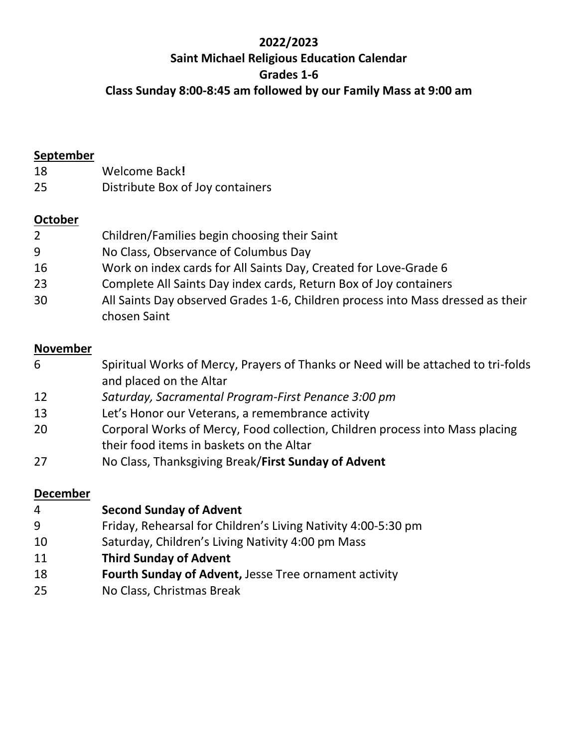**2022/2023**

**Saint Michael Religious Education Calendar**

**Grades 1-6**

**Class Sunday 8:00-8:45 am followed by our Family Mass at 9:00 am**

**<u>September</u>**

| | |
|---|---|
| 18 | Welcome Back**!** |
| 25 | Distribute Box of Joy containers |

**<u>October</u>**

| | |
|---|---|
| 2 | Children/Families begin choosing their Saint |
| 9 | No Class, Observance of Columbus Day |
| 16 | Work on index cards for All Saints Day, Created for Love-Grade 6 |
| 23 | Complete All Saints Day index cards, Return Box of Joy containers |
| 30 | All Saints Day observed Grades 1-6, Children process into Mass dressed as their chosen Saint |

**<u>November</u>**

| | |
|---|---|
| 6 | Spiritual Works of Mercy, Prayers of Thanks or Need will be attached to tri-folds and placed on the Altar |
| 12 | *Saturday, Sacramental Program-First Penance 3:00 pm* |
| 13 | Let's Honor our Veterans, a remembrance activity |
| 20 | Corporal Works of Mercy, Food collection, Children process into Mass placing their food items in baskets on the Altar |
| 27 | No Class, Thanksgiving Break/**First Sunday of Advent** |

**<u>December</u>**

| | |
|---|---|
| 4 | **Second Sunday of Advent** |
| 9 | Friday, Rehearsal for Children's Living Nativity 4:00-5:30 pm |
| 10 | Saturday, Children's Living Nativity 4:00 pm Mass |
| 11 | **Third Sunday of Advent** |
| 18 | **Fourth Sunday of Advent,** Jesse Tree ornament activity |
| 25 | No Class, Christmas Break |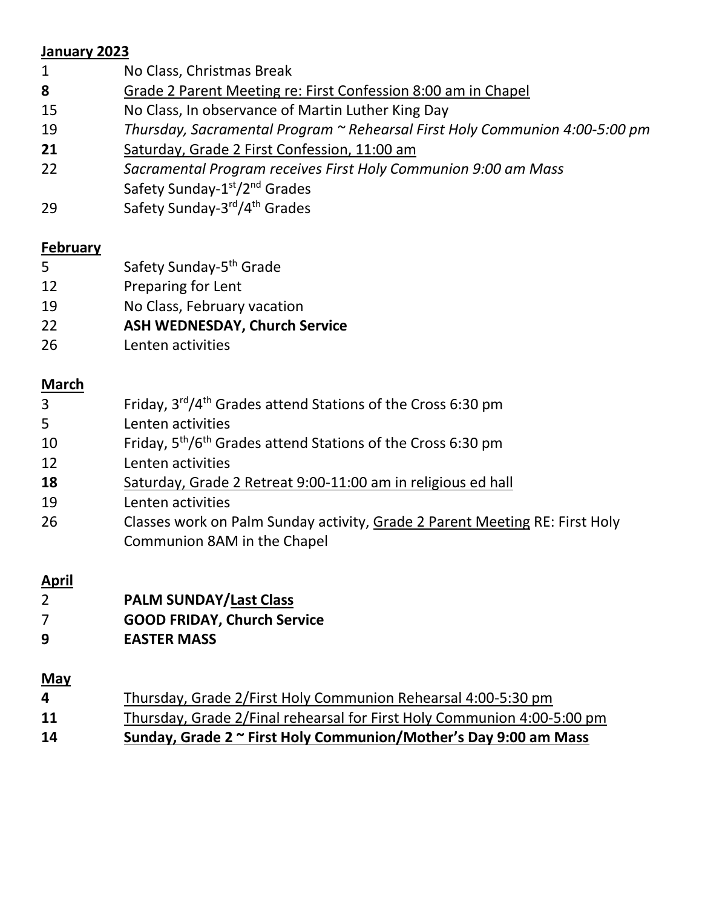**January 2023**

| | |
|---|---|
| 1 | No Class, Christmas Break |
| **8** | Grade 2 Parent Meeting re: First Confession 8:00 am in Chapel |
| 15 | No Class, In observance of Martin Luther King Day |
| 19 | *Thursday, Sacramental Program ~ Rehearsal First Holy Communion 4:00-5:00 pm* |
| **21** | Saturday, Grade 2 First Confession, 11:00 am |
| 22 | *Sacramental Program receives First Holy Communion 9:00 am Mass* |
| | Safety Sunday-1st/2nd Grades |
| 29 | Safety Sunday-3rd/4th Grades |

**February**

| | |
|---|---|
| 5 | Safety Sunday-5th Grade |
| 12 | Preparing for Lent |
| 19 | No Class, February vacation |
| 22 | **ASH WEDNESDAY, Church Service** |
| 26 | Lenten activities |

**March**

| | |
|---|---|
| 3 | Friday, 3rd/4th Grades attend Stations of the Cross 6:30 pm |
| 5 | Lenten activities |
| 10 | Friday, 5th/6th Grades attend Stations of the Cross 6:30 pm |
| 12 | Lenten activities |
| **18** | Saturday, Grade 2 Retreat 9:00-11:00 am in religious ed hall |
| 19 | Lenten activities |
| 26 | Classes work on Palm Sunday activity, Grade 2 Parent Meeting RE: First Holy Communion 8AM in the Chapel |

**April**

| | |
|---|---|
| 2 | **PALM SUNDAY/Last Class** |
| 7 | **GOOD FRIDAY, Church Service** |
| **9** | **EASTER MASS** |

**May**

| | |
|---|---|
| **4** | Thursday, Grade 2/First Holy Communion Rehearsal 4:00-5:30 pm |
| **11** | Thursday, Grade 2/Final rehearsal for First Holy Communion 4:00-5:00 pm |
| **14** | **Sunday, Grade 2 ~ First Holy Communion/Mother's Day 9:00 am Mass** |